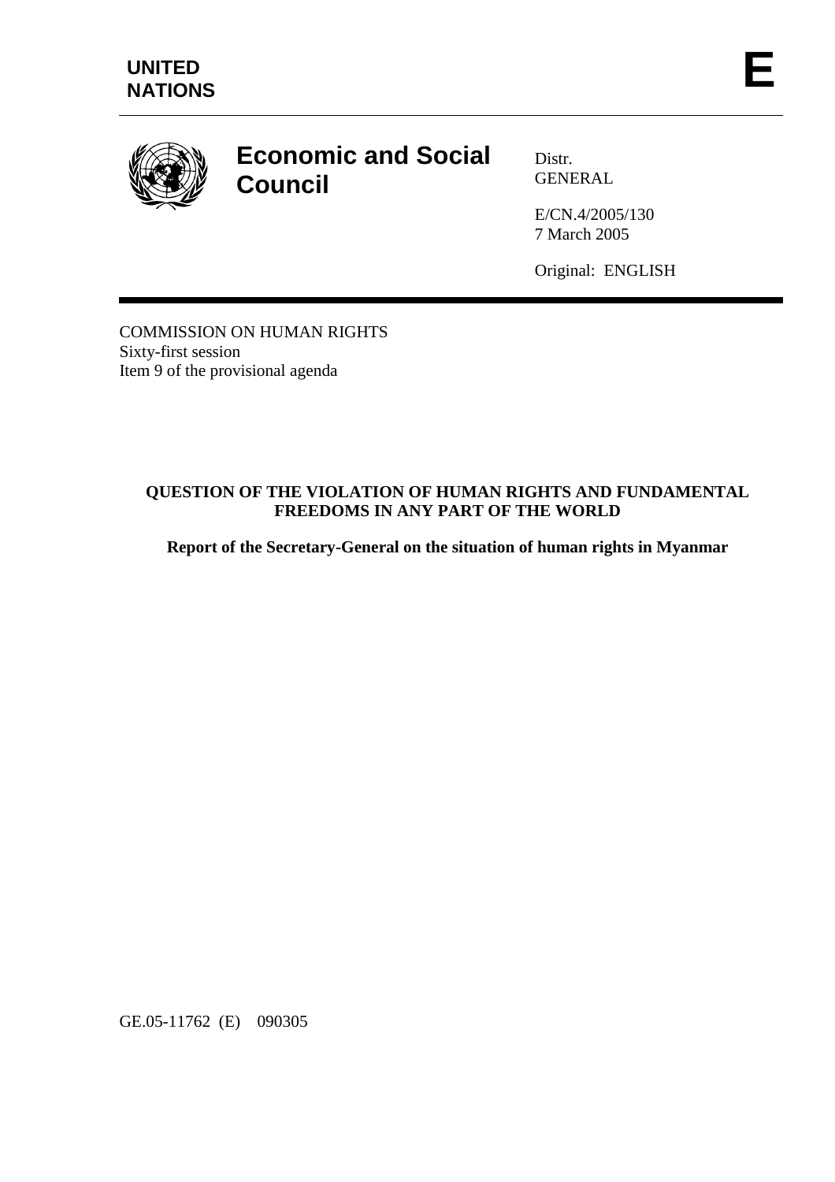UNITED NATIONS

E

# Economic and Social Council

Distr.
GENERAL

E/CN.4/2005/130
7 March 2005

Original: ENGLISH

COMMISSION ON HUMAN RIGHTS
Sixty-first session
Item 9 of the provisional agenda

**QUESTION OF THE VIOLATION OF HUMAN RIGHTS AND FUNDAMENTAL FREEDOMS IN ANY PART OF THE WORLD**

**Report of the Secretary-General on the situation of human rights in Myanmar**

GE.05-11762 (E) 090305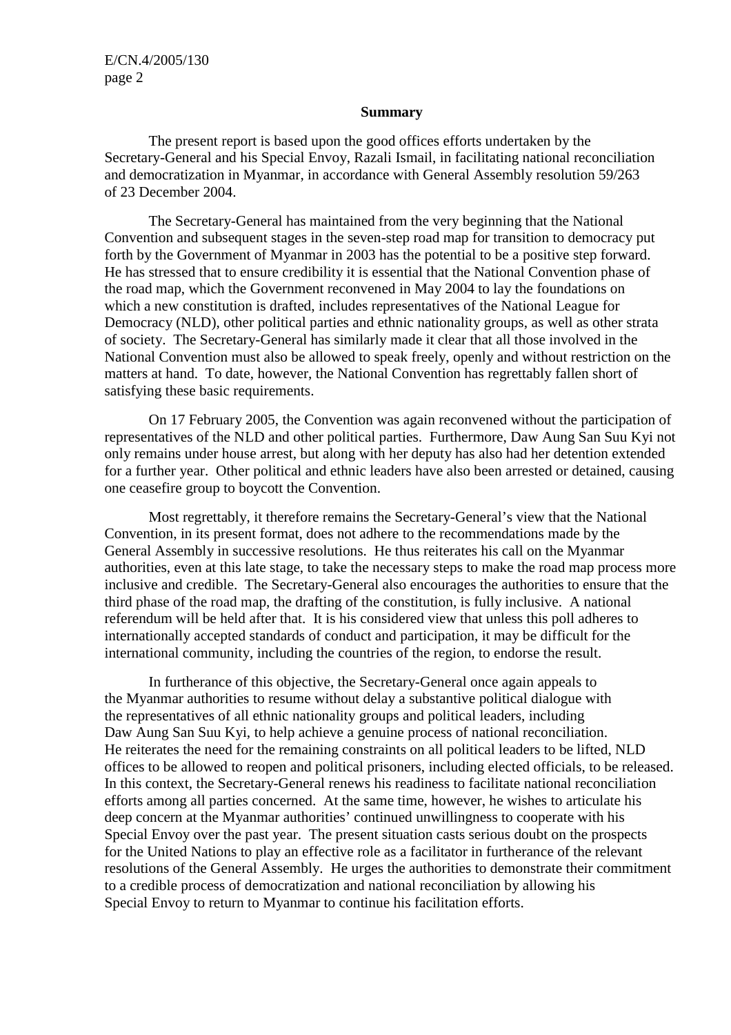## Summary

The present report is based upon the good offices efforts undertaken by the Secretary-General and his Special Envoy, Razali Ismail, in facilitating national reconciliation and democratization in Myanmar, in accordance with General Assembly resolution 59/263 of 23 December 2004.

The Secretary-General has maintained from the very beginning that the National Convention and subsequent stages in the seven-step road map for transition to democracy put forth by the Government of Myanmar in 2003 has the potential to be a positive step forward. He has stressed that to ensure credibility it is essential that the National Convention phase of the road map, which the Government reconvened in May 2004 to lay the foundations on which a new constitution is drafted, includes representatives of the National League for Democracy (NLD), other political parties and ethnic nationality groups, as well as other strata of society. The Secretary-General has similarly made it clear that all those involved in the National Convention must also be allowed to speak freely, openly and without restriction on the matters at hand. To date, however, the National Convention has regrettably fallen short of satisfying these basic requirements.

On 17 February 2005, the Convention was again reconvened without the participation of representatives of the NLD and other political parties. Furthermore, Daw Aung San Suu Kyi not only remains under house arrest, but along with her deputy has also had her detention extended for a further year. Other political and ethnic leaders have also been arrested or detained, causing one ceasefire group to boycott the Convention.

Most regrettably, it therefore remains the Secretary-General's view that the National Convention, in its present format, does not adhere to the recommendations made by the General Assembly in successive resolutions. He thus reiterates his call on the Myanmar authorities, even at this late stage, to take the necessary steps to make the road map process more inclusive and credible. The Secretary-General also encourages the authorities to ensure that the third phase of the road map, the drafting of the constitution, is fully inclusive. A national referendum will be held after that. It is his considered view that unless this poll adheres to internationally accepted standards of conduct and participation, it may be difficult for the international community, including the countries of the region, to endorse the result.

In furtherance of this objective, the Secretary-General once again appeals to the Myanmar authorities to resume without delay a substantive political dialogue with the representatives of all ethnic nationality groups and political leaders, including Daw Aung San Suu Kyi, to help achieve a genuine process of national reconciliation. He reiterates the need for the remaining constraints on all political leaders to be lifted, NLD offices to be allowed to reopen and political prisoners, including elected officials, to be released. In this context, the Secretary-General renews his readiness to facilitate national reconciliation efforts among all parties concerned. At the same time, however, he wishes to articulate his deep concern at the Myanmar authorities' continued unwillingness to cooperate with his Special Envoy over the past year. The present situation casts serious doubt on the prospects for the United Nations to play an effective role as a facilitator in furtherance of the relevant resolutions of the General Assembly. He urges the authorities to demonstrate their commitment to a credible process of democratization and national reconciliation by allowing his Special Envoy to return to Myanmar to continue his facilitation efforts.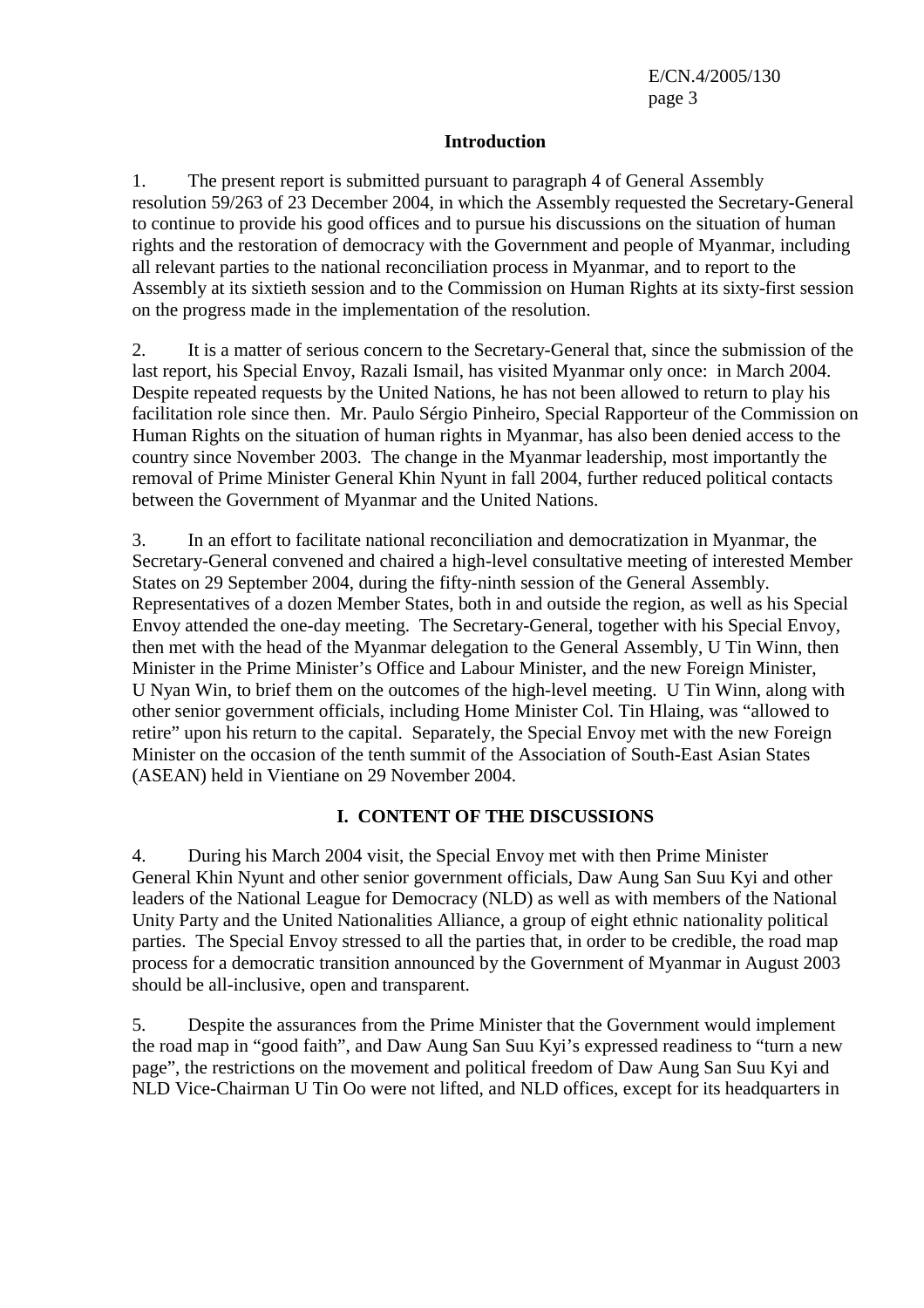## Introduction

1. The present report is submitted pursuant to paragraph 4 of General Assembly resolution 59/263 of 23 December 2004, in which the Assembly requested the Secretary-General to continue to provide his good offices and to pursue his discussions on the situation of human rights and the restoration of democracy with the Government and people of Myanmar, including all relevant parties to the national reconciliation process in Myanmar, and to report to the Assembly at its sixtieth session and to the Commission on Human Rights at its sixty-first session on the progress made in the implementation of the resolution.

2. It is a matter of serious concern to the Secretary-General that, since the submission of the last report, his Special Envoy, Razali Ismail, has visited Myanmar only once: in March 2004. Despite repeated requests by the United Nations, he has not been allowed to return to play his facilitation role since then. Mr. Paulo Sérgio Pinheiro, Special Rapporteur of the Commission on Human Rights on the situation of human rights in Myanmar, has also been denied access to the country since November 2003. The change in the Myanmar leadership, most importantly the removal of Prime Minister General Khin Nyunt in fall 2004, further reduced political contacts between the Government of Myanmar and the United Nations.

3. In an effort to facilitate national reconciliation and democratization in Myanmar, the Secretary-General convened and chaired a high-level consultative meeting of interested Member States on 29 September 2004, during the fifty-ninth session of the General Assembly. Representatives of a dozen Member States, both in and outside the region, as well as his Special Envoy attended the one-day meeting. The Secretary-General, together with his Special Envoy, then met with the head of the Myanmar delegation to the General Assembly, U Tin Winn, then Minister in the Prime Minister's Office and Labour Minister, and the new Foreign Minister, U Nyan Win, to brief them on the outcomes of the high-level meeting. U Tin Winn, along with other senior government officials, including Home Minister Col. Tin Hlaing, was "allowed to retire" upon his return to the capital. Separately, the Special Envoy met with the new Foreign Minister on the occasion of the tenth summit of the Association of South-East Asian States (ASEAN) held in Vientiane on 29 November 2004.

## I. CONTENT OF THE DISCUSSIONS

4. During his March 2004 visit, the Special Envoy met with then Prime Minister General Khin Nyunt and other senior government officials, Daw Aung San Suu Kyi and other leaders of the National League for Democracy (NLD) as well as with members of the National Unity Party and the United Nationalities Alliance, a group of eight ethnic nationality political parties. The Special Envoy stressed to all the parties that, in order to be credible, the road map process for a democratic transition announced by the Government of Myanmar in August 2003 should be all-inclusive, open and transparent.

5. Despite the assurances from the Prime Minister that the Government would implement the road map in "good faith", and Daw Aung San Suu Kyi's expressed readiness to "turn a new page", the restrictions on the movement and political freedom of Daw Aung San Suu Kyi and NLD Vice-Chairman U Tin Oo were not lifted, and NLD offices, except for its headquarters in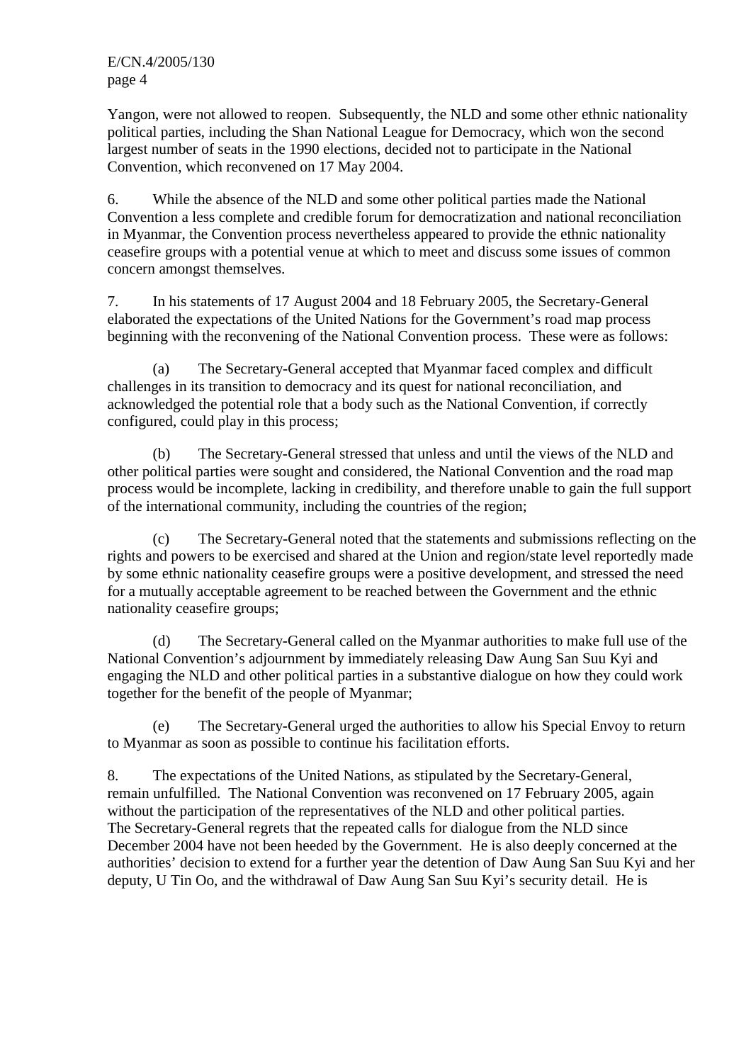Yangon, were not allowed to reopen. Subsequently, the NLD and some other ethnic nationality political parties, including the Shan National League for Democracy, which won the second largest number of seats in the 1990 elections, decided not to participate in the National Convention, which reconvened on 17 May 2004.

6. While the absence of the NLD and some other political parties made the National Convention a less complete and credible forum for democratization and national reconciliation in Myanmar, the Convention process nevertheless appeared to provide the ethnic nationality ceasefire groups with a potential venue at which to meet and discuss some issues of common concern amongst themselves.

7. In his statements of 17 August 2004 and 18 February 2005, the Secretary-General elaborated the expectations of the United Nations for the Government's road map process beginning with the reconvening of the National Convention process. These were as follows:

(a) The Secretary-General accepted that Myanmar faced complex and difficult challenges in its transition to democracy and its quest for national reconciliation, and acknowledged the potential role that a body such as the National Convention, if correctly configured, could play in this process;

(b) The Secretary-General stressed that unless and until the views of the NLD and other political parties were sought and considered, the National Convention and the road map process would be incomplete, lacking in credibility, and therefore unable to gain the full support of the international community, including the countries of the region;

(c) The Secretary-General noted that the statements and submissions reflecting on the rights and powers to be exercised and shared at the Union and region/state level reportedly made by some ethnic nationality ceasefire groups were a positive development, and stressed the need for a mutually acceptable agreement to be reached between the Government and the ethnic nationality ceasefire groups;

(d) The Secretary-General called on the Myanmar authorities to make full use of the National Convention's adjournment by immediately releasing Daw Aung San Suu Kyi and engaging the NLD and other political parties in a substantive dialogue on how they could work together for the benefit of the people of Myanmar;

(e) The Secretary-General urged the authorities to allow his Special Envoy to return to Myanmar as soon as possible to continue his facilitation efforts.

8. The expectations of the United Nations, as stipulated by the Secretary-General, remain unfulfilled. The National Convention was reconvened on 17 February 2005, again without the participation of the representatives of the NLD and other political parties. The Secretary-General regrets that the repeated calls for dialogue from the NLD since December 2004 have not been heeded by the Government. He is also deeply concerned at the authorities' decision to extend for a further year the detention of Daw Aung San Suu Kyi and her deputy, U Tin Oo, and the withdrawal of Daw Aung San Suu Kyi's security detail. He is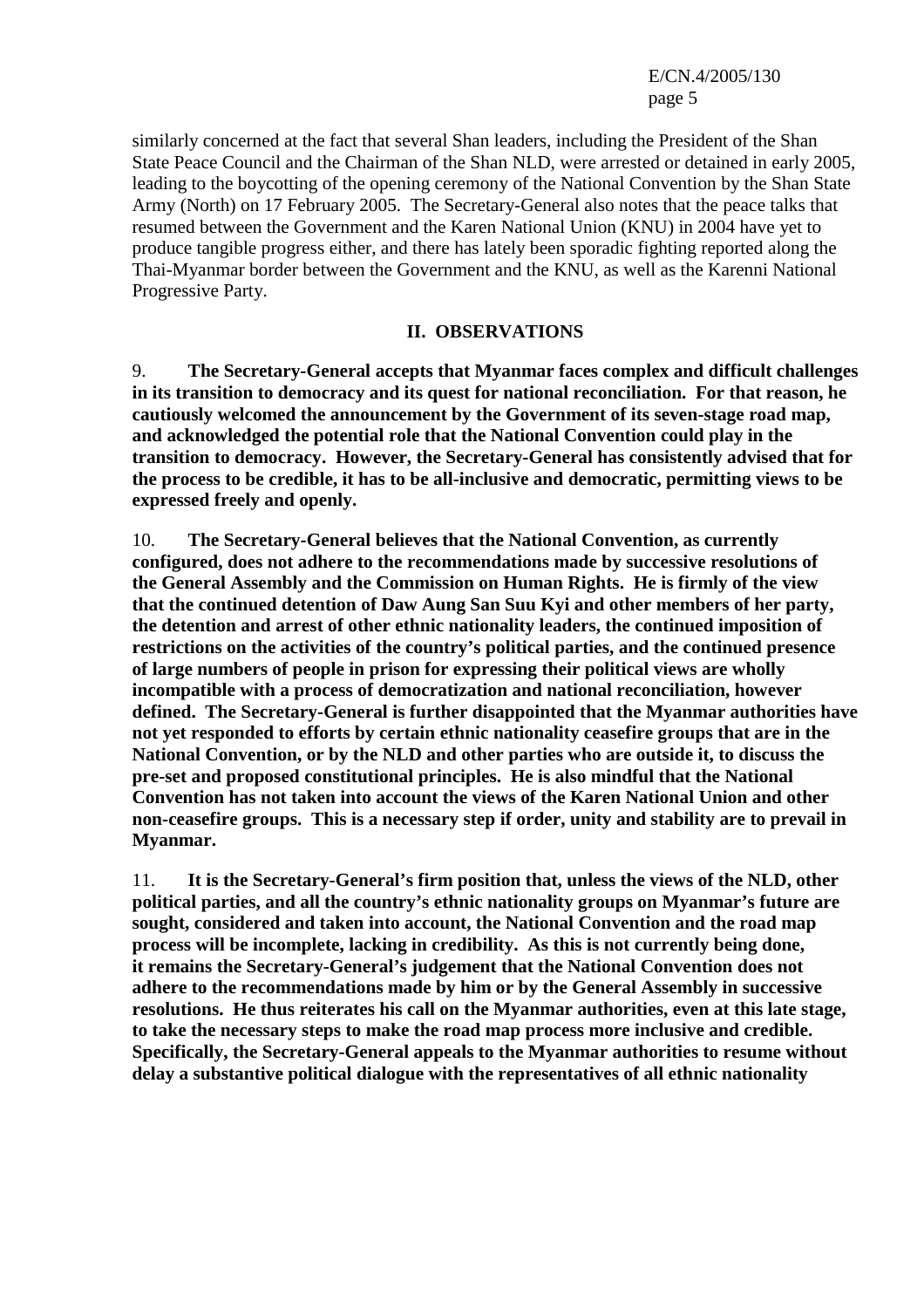similarly concerned at the fact that several Shan leaders, including the President of the Shan State Peace Council and the Chairman of the Shan NLD, were arrested or detained in early 2005, leading to the boycotting of the opening ceremony of the National Convention by the Shan State Army (North) on 17 February 2005. The Secretary-General also notes that the peace talks that resumed between the Government and the Karen National Union (KNU) in 2004 have yet to produce tangible progress either, and there has lately been sporadic fighting reported along the Thai-Myanmar border between the Government and the KNU, as well as the Karenni National Progressive Party.

## II. OBSERVATIONS

9. **The Secretary-General accepts that Myanmar faces complex and difficult challenges in its transition to democracy and its quest for national reconciliation. For that reason, he cautiously welcomed the announcement by the Government of its seven-stage road map, and acknowledged the potential role that the National Convention could play in the transition to democracy. However, the Secretary-General has consistently advised that for the process to be credible, it has to be all-inclusive and democratic, permitting views to be expressed freely and openly.**

10. **The Secretary-General believes that the National Convention, as currently configured, does not adhere to the recommendations made by successive resolutions of the General Assembly and the Commission on Human Rights. He is firmly of the view that the continued detention of Daw Aung San Suu Kyi and other members of her party, the detention and arrest of other ethnic nationality leaders, the continued imposition of restrictions on the activities of the country's political parties, and the continued presence of large numbers of people in prison for expressing their political views are wholly incompatible with a process of democratization and national reconciliation, however defined. The Secretary-General is further disappointed that the Myanmar authorities have not yet responded to efforts by certain ethnic nationality ceasefire groups that are in the National Convention, or by the NLD and other parties who are outside it, to discuss the pre-set and proposed constitutional principles. He is also mindful that the National Convention has not taken into account the views of the Karen National Union and other non-ceasefire groups. This is a necessary step if order, unity and stability are to prevail in Myanmar.**

11. **It is the Secretary-General's firm position that, unless the views of the NLD, other political parties, and all the country's ethnic nationality groups on Myanmar's future are sought, considered and taken into account, the National Convention and the road map process will be incomplete, lacking in credibility. As this is not currently being done, it remains the Secretary-General's judgement that the National Convention does not adhere to the recommendations made by him or by the General Assembly in successive resolutions. He thus reiterates his call on the Myanmar authorities, even at this late stage, to take the necessary steps to make the road map process more inclusive and credible. Specifically, the Secretary-General appeals to the Myanmar authorities to resume without delay a substantive political dialogue with the representatives of all ethnic nationality**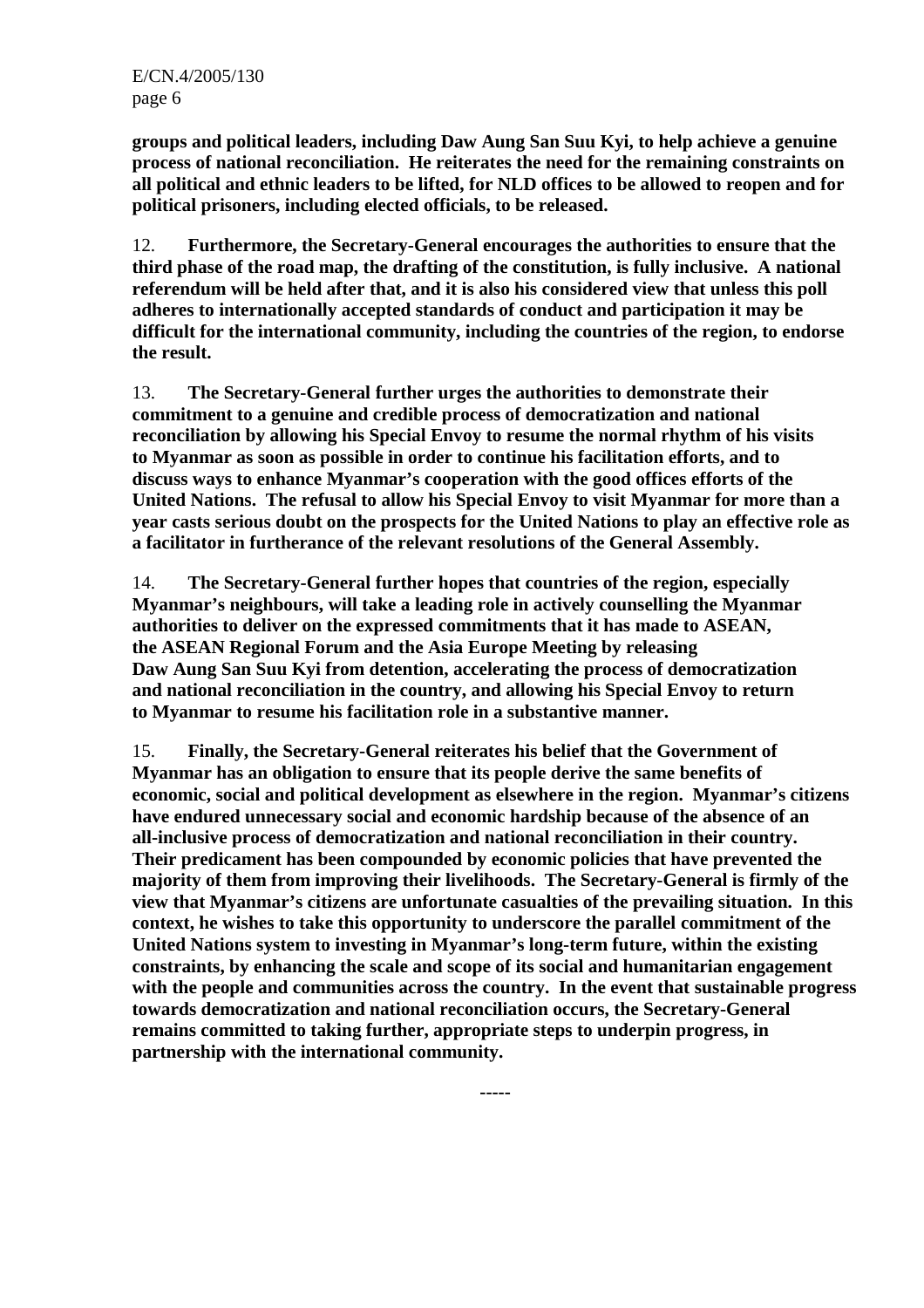**groups and political leaders, including Daw Aung San Suu Kyi, to help achieve a genuine process of national reconciliation. He reiterates the need for the remaining constraints on all political and ethnic leaders to be lifted, for NLD offices to be allowed to reopen and for political prisoners, including elected officials, to be released.**

12. **Furthermore, the Secretary-General encourages the authorities to ensure that the third phase of the road map, the drafting of the constitution, is fully inclusive. A national referendum will be held after that, and it is also his considered view that unless this poll adheres to internationally accepted standards of conduct and participation it may be difficult for the international community, including the countries of the region, to endorse the result.**

13. **The Secretary-General further urges the authorities to demonstrate their commitment to a genuine and credible process of democratization and national reconciliation by allowing his Special Envoy to resume the normal rhythm of his visits to Myanmar as soon as possible in order to continue his facilitation efforts, and to discuss ways to enhance Myanmar's cooperation with the good offices efforts of the United Nations. The refusal to allow his Special Envoy to visit Myanmar for more than a year casts serious doubt on the prospects for the United Nations to play an effective role as a facilitator in furtherance of the relevant resolutions of the General Assembly.**

14. **The Secretary-General further hopes that countries of the region, especially Myanmar's neighbours, will take a leading role in actively counselling the Myanmar authorities to deliver on the expressed commitments that it has made to ASEAN, the ASEAN Regional Forum and the Asia Europe Meeting by releasing Daw Aung San Suu Kyi from detention, accelerating the process of democratization and national reconciliation in the country, and allowing his Special Envoy to return to Myanmar to resume his facilitation role in a substantive manner.**

15. **Finally, the Secretary-General reiterates his belief that the Government of Myanmar has an obligation to ensure that its people derive the same benefits of economic, social and political development as elsewhere in the region. Myanmar's citizens have endured unnecessary social and economic hardship because of the absence of an all-inclusive process of democratization and national reconciliation in their country. Their predicament has been compounded by economic policies that have prevented the majority of them from improving their livelihoods. The Secretary-General is firmly of the view that Myanmar's citizens are unfortunate casualties of the prevailing situation. In this context, he wishes to take this opportunity to underscore the parallel commitment of the United Nations system to investing in Myanmar's long-term future, within the existing constraints, by enhancing the scale and scope of its social and humanitarian engagement with the people and communities across the country. In the event that sustainable progress towards democratization and national reconciliation occurs, the Secretary-General remains committed to taking further, appropriate steps to underpin progress, in partnership with the international community.**

-----